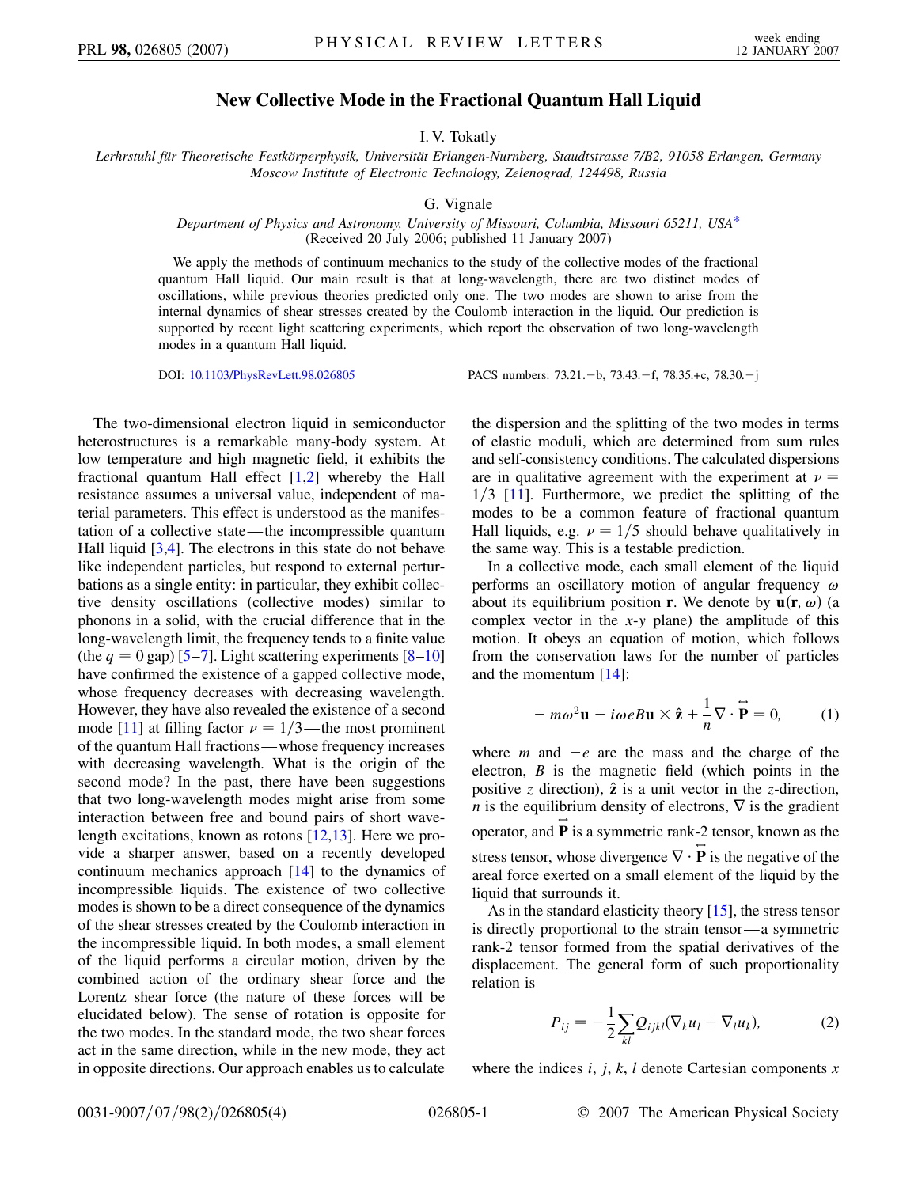# New Collective Mode in the Fractional Quantum Hall Liquid

I. V. Tokatly

*Lerhrstuhl für Theoretische Festkörperphysik, Universität Erlangen-Nurnberg, Staudtstrasse 7/B2, 91058 Erlangen, Germany*
*Moscow Institute of Electronic Technology, Zelenograd, 124498, Russia*

G. Vignale

*Department of Physics and Astronomy, University of Missouri, Columbia, Missouri 65211, USA*[*]

(Received 20 July 2006; published 11 January 2007)

We apply the methods of continuum mechanics to the study of the collective modes of the fractional quantum Hall liquid. Our main result is that at long-wavelength, there are two distinct modes of oscillations, while previous theories predicted only one. The two modes are shown to arise from the internal dynamics of shear stresses created by the Coulomb interaction in the liquid. Our prediction is supported by recent light scattering experiments, which report the observation of two long-wavelength modes in a quantum Hall liquid.

DOI: 10.1103/PhysRevLett.98.026805 PACS numbers: 73.21.−b, 73.43.−f, 78.35.+c, 78.30.−j

The two-dimensional electron liquid in semiconductor heterostructures is a remarkable many-body system. At low temperature and high magnetic field, it exhibits the fractional quantum Hall effect [1,2] whereby the Hall resistance assumes a universal value, independent of material parameters. This effect is understood as the manifestation of a collective state—the incompressible quantum Hall liquid [3,4]. The electrons in this state do not behave like independent particles, but respond to external perturbations as a single entity: in particular, they exhibit collective density oscillations (collective modes) similar to phonons in a solid, with the crucial difference that in the long-wavelength limit, the frequency tends to a finite value (the $q = 0$ gap) [5–7]. Light scattering experiments [8–10] have confirmed the existence of a gapped collective mode, whose frequency decreases with decreasing wavelength. However, they have also revealed the existence of a second mode [11] at filling factor $\nu = 1/3$—the most prominent of the quantum Hall fractions—whose frequency increases with decreasing wavelength. What is the origin of the second mode? In the past, there have been suggestions that two long-wavelength modes might arise from some interaction between free and bound pairs of short wavelength excitations, known as rotons [12,13]. Here we provide a sharper answer, based on a recently developed continuum mechanics approach [14] to the dynamics of incompressible liquids. The existence of two collective modes is shown to be a direct consequence of the dynamics of the shear stresses created by the Coulomb interaction in the incompressible liquid. In both modes, a small element of the liquid performs a circular motion, driven by the combined action of the ordinary shear force and the Lorentz shear force (the nature of these forces will be elucidated below). The sense of rotation is opposite for the two modes. In the standard mode, the two shear forces act in the same direction, while in the new mode, they act in opposite directions. Our approach enables us to calculate the dispersion and the splitting of the two modes in terms of elastic moduli, which are determined from sum rules and self-consistency conditions. The calculated dispersions are in qualitative agreement with the experiment at $\nu = 1/3$ [11]. Furthermore, we predict the splitting of the modes to be a common feature of fractional quantum Hall liquids, e.g. $\nu = 1/5$ should behave qualitatively in the same way. This is a testable prediction.

In a collective mode, each small element of the liquid performs an oscillatory motion of angular frequency $\omega$ about its equilibrium position $\mathbf{r}$. We denote by $\mathbf{u}(\mathbf{r}, \omega)$ (a complex vector in the $x$-$y$ plane) the amplitude of this motion. It obeys an equation of motion, which follows from the conservation laws for the number of particles and the momentum [14]:

$$-m\omega^2\mathbf{u} - i\omega eB\mathbf{u} \times \hat{\mathbf{z}} + \frac{1}{n}\nabla \cdot \overleftrightarrow{\mathbf{P}} = 0, \tag{1}$$

where $m$ and $-e$ are the mass and the charge of the electron, $B$ is the magnetic field (which points in the positive $z$ direction), $\hat{\mathbf{z}}$ is a unit vector in the $z$-direction, $n$ is the equilibrium density of electrons, $\nabla$ is the gradient operator, and $\overleftrightarrow{\mathbf{P}}$ is a symmetric rank-2 tensor, known as the stress tensor, whose divergence $\nabla \cdot \overleftrightarrow{\mathbf{P}}$ is the negative of the areal force exerted on a small element of the liquid by the liquid that surrounds it.

As in the standard elasticity theory [15], the stress tensor is directly proportional to the strain tensor—a symmetric rank-2 tensor formed from the spatial derivatives of the displacement. The general form of such proportionality relation is

$$P_{ij} = -\frac{1}{2}\sum_{kl} Q_{ijkl}(\nabla_k u_l + \nabla_l u_k), \tag{2}$$

where the indices $i$, $j$, $k$, $l$ denote Cartesian components $x$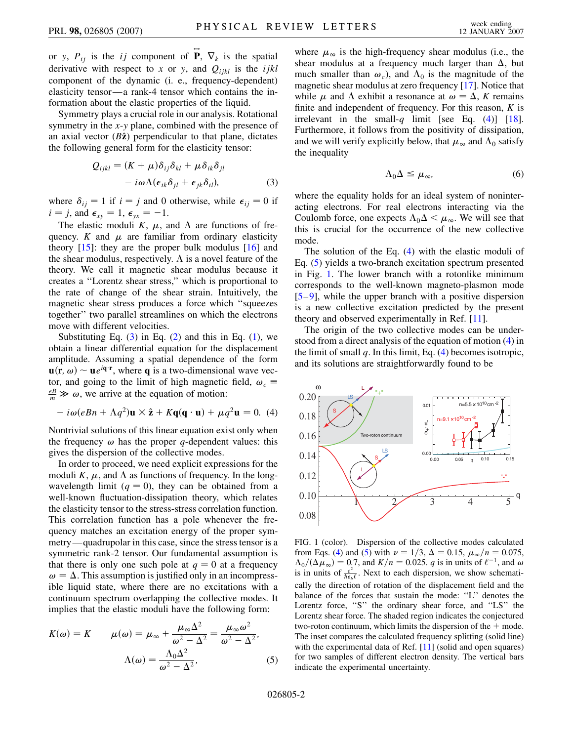or $y$, $P_{ij}$ is the $ij$ component of $\overleftrightarrow{\mathbf{P}}$, $\nabla_k$ is the spatial derivative with respect to $x$ or $y$, and $Q_{ijkl}$ is the $ijkl$ component of the dynamic (i. e., frequency-dependent) elasticity tensor—a rank-4 tensor which contains the information about the elastic properties of the liquid.

Symmetry plays a crucial role in our analysis. Rotational symmetry in the $x$-$y$ plane, combined with the presence of an axial vector ($B\hat{\mathbf{z}}$) perpendicular to that plane, dictates the following general form for the elasticity tensor:

$$Q_{ijkl} = (K + \mu)\delta_{ij}\delta_{kl} + \mu\delta_{ik}\delta_{jl} - i\omega\Lambda(\epsilon_{ik}\delta_{jl} + \epsilon_{jk}\delta_{il}), \tag{3}$$

where $\delta_{ij} = 1$ if $i = j$ and 0 otherwise, while $\epsilon_{ij} = 0$ if $i = j$, and $\epsilon_{xy} = 1$, $\epsilon_{yx} = -1$.

The elastic moduli $K$, $\mu$, and $\Lambda$ are functions of frequency. $K$ and $\mu$ are familiar from ordinary elasticity theory [15]: they are the proper bulk modulus [16] and the shear modulus, respectively. $\Lambda$ is a novel feature of the theory. We call it magnetic shear modulus because it creates a "Lorentz shear stress," which is proportional to the rate of change of the shear strain. Intuitively, the magnetic shear stress produces a force which "squeezes together" two parallel streamlines on which the electrons move with different velocities.

Substituting Eq. (3) in Eq. (2) and this in Eq. (1), we obtain a linear differential equation for the displacement amplitude. Assuming a spatial dependence of the form $\mathbf{u}(\mathbf{r}, \omega) \sim \mathbf{u}e^{i\mathbf{q}\cdot\mathbf{r}}$, where $\mathbf{q}$ is a two-dimensional wave vector, and going to the limit of high magnetic field, $\omega_c \equiv \frac{eB}{m} \gg \omega$, we arrive at the equation of motion:

$$-i\omega(eBn + \Lambda q^2)\mathbf{u} \times \hat{\mathbf{z}} + K\mathbf{q}(\mathbf{q} \cdot \mathbf{u}) + \mu q^2\mathbf{u} = 0. \tag{4}$$

Nontrivial solutions of this linear equation exist only when the frequency $\omega$ has the proper $q$-dependent values: this gives the dispersion of the collective modes.

In order to proceed, we need explicit expressions for the moduli $K$, $\mu$, and $\Lambda$ as functions of frequency. In the long-wavelength limit ($q = 0$), they can be obtained from a well-known fluctuation-dissipation theory, which relates the elasticity tensor to the stress-stress correlation function. This correlation function has a pole whenever the frequency matches an excitation energy of the proper symmetry—quadrupolar in this case, since the stress tensor is a symmetric rank-2 tensor. Our fundamental assumption is that there is only one such pole at $q = 0$ at a frequency $\omega = \Delta$. This assumption is justified only in an incompressible liquid state, where there are no excitations with a continuum spectrum overlapping the collective modes. It implies that the elastic moduli have the following form:

$$K(\omega) = K \qquad \mu(\omega) = \mu_\infty + \frac{\mu_\infty\Delta^2}{\omega^2 - \Delta^2} = \frac{\mu_\infty\omega^2}{\omega^2 - \Delta^2},$$
$$\Lambda(\omega) = \frac{\Lambda_0\Delta^2}{\omega^2 - \Delta^2}, \tag{5}$$

where $\mu_\infty$ is the high-frequency shear modulus (i.e., the shear modulus at a frequency much larger than $\Delta$, but much smaller than $\omega_c$), and $\Lambda_0$ is the magnitude of the magnetic shear modulus at zero frequency [17]. Notice that while $\mu$ and $\Lambda$ exhibit a resonance at $\omega = \Delta$, $K$ remains finite and independent of frequency. For this reason, $K$ is irrelevant in the small-$q$ limit [see Eq. (4)] [18]. Furthermore, it follows from the positivity of dissipation, and we will verify explicitly below, that $\mu_\infty$ and $\Lambda_0$ satisfy the inequality

$$\Lambda_0\Delta \leq \mu_\infty, \tag{6}$$

where the equality holds for an ideal system of noninteracting electrons. For real electrons interacting via the Coulomb force, one expects $\Lambda_0\Delta < \mu_\infty$. We will see that this is crucial for the occurrence of the new collective mode.

The solution of the Eq. (4) with the elastic moduli of Eq. (5) yields a two-branch excitation spectrum presented in Fig. 1. The lower branch with a rotonlike minimum corresponds to the well-known magneto-plasmon mode [5–9], while the upper branch with a positive dispersion is a new collective excitation predicted by the present theory and observed experimentally in Ref. [11].

The origin of the two collective modes can be understood from a direct analysis of the equation of motion (4) in the limit of small $q$. In this limit, Eq. (4) becomes isotropic, and its solutions are straightforwardly found to be

FIG. 1 (color). Dispersion of the collective modes calculated from Eqs. (4) and (5) with $\nu = 1/3$, $\Delta = 0.15$, $\mu_\infty/n = 0.075$, $\Lambda_0/(\Delta\mu_\infty) = 0.7$, and $K/n = 0.025$. $q$ is in units of $\ell^{-1}$, and $\omega$ is in units of $\frac{e^2}{\hbar\epsilon_b\ell}$. Next to each dispersion, we show schematically the direction of rotation of the displacement field and the balance of the forces that sustain the mode: "L" denotes the Lorentz force, "S" the ordinary shear force, and "LS" the Lorentz shear force. The shaded region indicates the conjectured two-roton continuum, which limits the dispersion of the + mode. The inset compares the calculated frequency splitting (solid line) with the experimental data of Ref. [11] (solid and open squares) for two samples of different electron density. The vertical bars indicate the experimental uncertainty.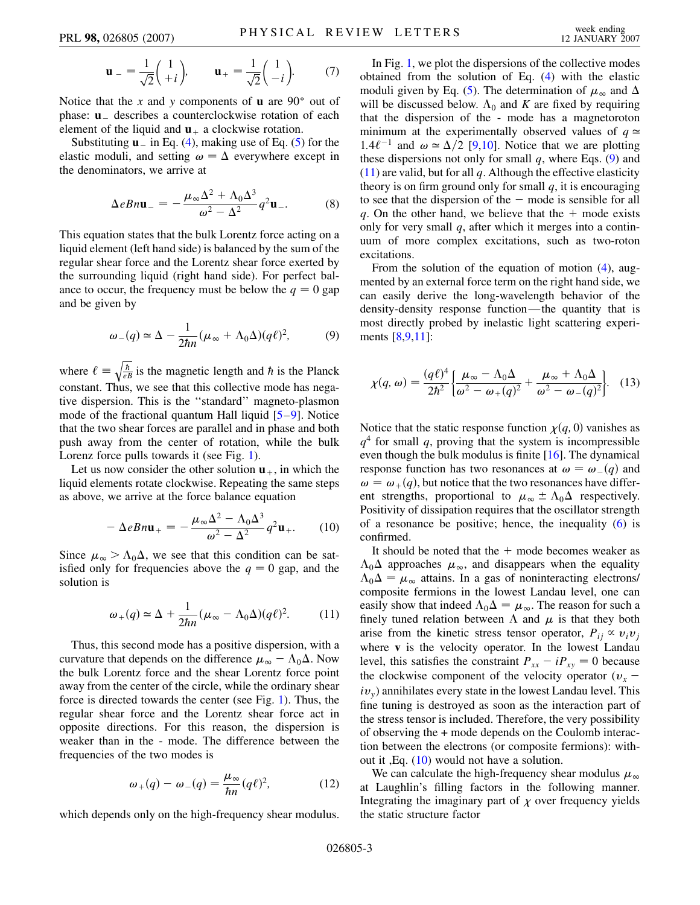$$\mathbf{u}_- = \frac{1}{\sqrt{2}}\begin{pmatrix} 1 \\ +i \end{pmatrix}, \qquad \mathbf{u}_+ = \frac{1}{\sqrt{2}}\begin{pmatrix} 1 \\ -i \end{pmatrix}. \tag{7}$$

Notice that the $x$ and $y$ components of $\mathbf{u}$ are 90° out of phase: $\mathbf{u}_-$ describes a counterclockwise rotation of each element of the liquid and $\mathbf{u}_+$ a clockwise rotation.

Substituting $\mathbf{u}_-$ in Eq. (4), making use of Eq. (5) for the elastic moduli, and setting $\omega = \Delta$ everywhere except in the denominators, we arrive at

$$\Delta e B n \mathbf{u}_- = -\frac{\mu_\infty \Delta^2 + \Lambda_0 \Delta^3}{\omega^2 - \Delta^2} q^2 \mathbf{u}_-. \tag{8}$$

This equation states that the bulk Lorentz force acting on a liquid element (left hand side) is balanced by the sum of the regular shear force and the Lorentz shear force exerted by the surrounding liquid (right hand side). For perfect balance to occur, the frequency must be below the $q = 0$ gap and be given by

$$\omega_-(q) \simeq \Delta - \frac{1}{2\hbar n}(\mu_\infty + \Lambda_0 \Delta)(q\ell)^2, \tag{9}$$

where $\ell \equiv \sqrt{\frac{\hbar}{eB}}$ is the magnetic length and $\hbar$ is the Planck constant. Thus, we see that this collective mode has negative dispersion. This is the "standard" magneto-plasmon mode of the fractional quantum Hall liquid [5–9]. Notice that the two shear forces are parallel and in phase and both push away from the center of rotation, while the bulk Lorenz force pulls towards it (see Fig. 1).

Let us now consider the other solution $\mathbf{u}_+$, in which the liquid elements rotate clockwise. Repeating the same steps as above, we arrive at the force balance equation

$$-\Delta e B n \mathbf{u}_+ = -\frac{\mu_\infty \Delta^2 - \Lambda_0 \Delta^3}{\omega^2 - \Delta^2} q^2 \mathbf{u}_+. \tag{10}$$

Since $\mu_\infty > \Lambda_0 \Delta$, we see that this condition can be satisfied only for frequencies above the $q = 0$ gap, and the solution is

$$\omega_+(q) \simeq \Delta + \frac{1}{2\hbar n}(\mu_\infty - \Lambda_0 \Delta)(q\ell)^2. \tag{11}$$

Thus, this second mode has a positive dispersion, with a curvature that depends on the difference $\mu_\infty - \Lambda_0 \Delta$. Now the bulk Lorentz force and the shear Lorentz force point away from the center of the circle, while the ordinary shear force is directed towards the center (see Fig. 1). Thus, the regular shear force and the Lorentz shear force act in opposite directions. For this reason, the dispersion is weaker than in the - mode. The difference between the frequencies of the two modes is

$$\omega_+(q) - \omega_-(q) = \frac{\mu_\infty}{\hbar n}(q\ell)^2, \tag{12}$$

which depends only on the high-frequency shear modulus.

In Fig. 1, we plot the dispersions of the collective modes obtained from the solution of Eq. (4) with the elastic moduli given by Eq. (5). The determination of $\mu_\infty$ and $\Delta$ will be discussed below. $\Lambda_0$ and $K$ are fixed by requiring that the dispersion of the - mode has a magnetoroton minimum at the experimentally observed values of $q \simeq 1.4\ell^{-1}$ and $\omega \simeq \Delta/2$ [9,10]. Notice that we are plotting these dispersions not only for small $q$, where Eqs. (9) and (11) are valid, but for all $q$. Although the effective elasticity theory is on firm ground only for small $q$, it is encouraging to see that the dispersion of the $-$ mode is sensible for all $q$. On the other hand, we believe that the + mode exists only for very small $q$, after which it merges into a continuum of more complex excitations, such as two-roton excitations.

From the solution of the equation of motion (4), augmented by an external force term on the right hand side, we can easily derive the long-wavelength behavior of the density-density response function—the quantity that is most directly probed by inelastic light scattering experiments [8,9,11]:

$$\chi(q, \omega) = \frac{(q\ell)^4}{2\hbar^2}\left\{\frac{\mu_\infty - \Lambda_0 \Delta}{\omega^2 - \omega_+(q)^2} + \frac{\mu_\infty + \Lambda_0 \Delta}{\omega^2 - \omega_-(q)^2}\right\}. \tag{13}$$

Notice that the static response function $\chi(q, 0)$ vanishes as $q^4$ for small $q$, proving that the system is incompressible even though the bulk modulus is finite [16]. The dynamical response function has two resonances at $\omega = \omega_-(q)$ and $\omega = \omega_+(q)$, but notice that the two resonances have different strengths, proportional to $\mu_\infty \pm \Lambda_0 \Delta$ respectively. Positivity of dissipation requires that the oscillator strength of a resonance be positive; hence, the inequality (6) is confirmed.

It should be noted that the + mode becomes weaker as $\Lambda_0 \Delta$ approaches $\mu_\infty$, and disappears when the equality $\Lambda_0 \Delta = \mu_\infty$ attains. In a gas of noninteracting electrons/composite fermions in the lowest Landau level, one can easily show that indeed $\Lambda_0 \Delta = \mu_\infty$. The reason for such a finely tuned relation between $\Lambda$ and $\mu$ is that they both arise from the kinetic stress tensor operator, $P_{ij} \propto v_i v_j$ where $\mathbf{v}$ is the velocity operator. In the lowest Landau level, this satisfies the constraint $P_{xx} - iP_{xy} = 0$ because the clockwise component of the velocity operator ($v_x - iv_y$) annihilates every state in the lowest Landau level. This fine tuning is destroyed as soon as the interaction part of the stress tensor is included. Therefore, the very possibility of observing the + mode depends on the Coulomb interaction between the electrons (or composite fermions): without it ,Eq. (10) would not have a solution.

We can calculate the high-frequency shear modulus $\mu_\infty$ at Laughlin's filling factors in the following manner. Integrating the imaginary part of $\chi$ over frequency yields the static structure factor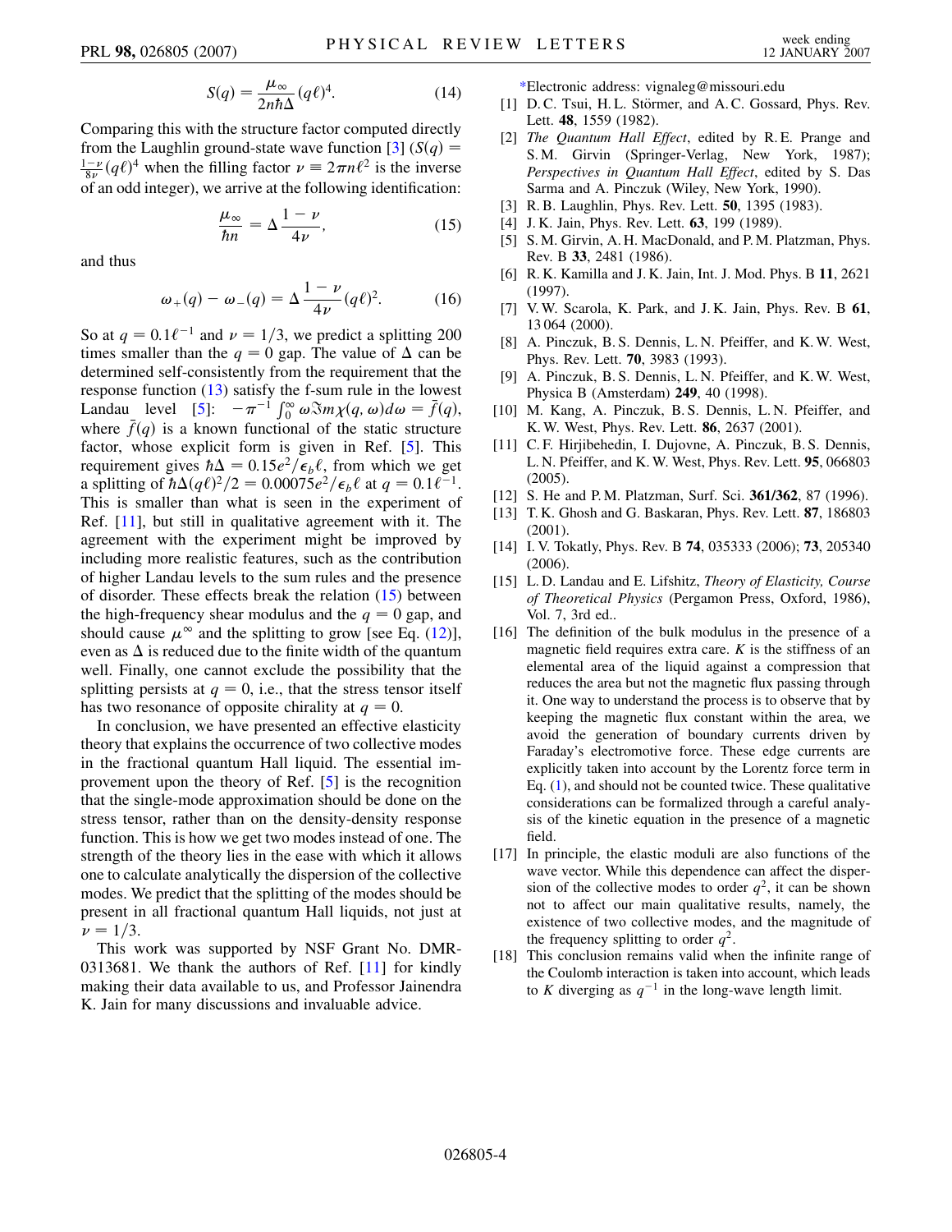$$S(q) = \frac{\mu_\infty}{2n\hbar\Delta}(q\ell)^4. \tag{14}$$

Comparing this with the structure factor computed directly from the Laughlin ground-state wave function [3] ($S(q) = \frac{1-\nu}{8\nu}(q\ell)^4$ when the filling factor $\nu \equiv 2\pi n\ell^2$ is the inverse of an odd integer), we arrive at the following identification:

$$\frac{\mu_\infty}{\hbar n} = \Delta\frac{1-\nu}{4\nu}, \tag{15}$$

and thus

$$\omega_+(q) - \omega_-(q) = \Delta\frac{1-\nu}{4\nu}(q\ell)^2. \tag{16}$$

So at $q = 0.1\ell^{-1}$ and $\nu = 1/3$, we predict a splitting 200 times smaller than the $q = 0$ gap. The value of $\Delta$ can be determined self-consistently from the requirement that the response function (13) satisfy the f-sum rule in the lowest Landau level [5]: $-\pi^{-1}\int_0^\infty \omega \Im m\chi(q,\omega)d\omega = \bar{f}(q)$, where $\bar{f}(q)$ is a known functional of the static structure factor, whose explicit form is given in Ref. [5]. This requirement gives $\hbar\Delta = 0.15e^2/\epsilon_b\ell$, from which we get a splitting of $\hbar\Delta(q\ell)^2/2 = 0.00075e^2/\epsilon_b\ell$ at $q = 0.1\ell^{-1}$. This is smaller than what is seen in the experiment of Ref. [11], but still in qualitative agreement with it. The agreement with the experiment might be improved by including more realistic features, such as the contribution of higher Landau levels to the sum rules and the presence of disorder. These effects break the relation (15) between the high-frequency shear modulus and the $q = 0$ gap, and should cause $\mu^\infty$ and the splitting to grow [see Eq. (12)], even as $\Delta$ is reduced due to the finite width of the quantum well. Finally, one cannot exclude the possibility that the splitting persists at $q = 0$, i.e., that the stress tensor itself has two resonance of opposite chirality at $q = 0$.

In conclusion, we have presented an effective elasticity theory that explains the occurrence of two collective modes in the fractional quantum Hall liquid. The essential improvement upon the theory of Ref. [5] is the recognition that the single-mode approximation should be done on the stress tensor, rather than on the density-density response function. This is how we get two modes instead of one. The strength of the theory lies in the ease with which it allows one to calculate analytically the dispersion of the collective modes. We predict that the splitting of the modes should be present in all fractional quantum Hall liquids, not just at $\nu = 1/3$.

This work was supported by NSF Grant No. DMR-0313681. We thank the authors of Ref. [11] for kindly making their data available to us, and Professor Jainendra K. Jain for many discussions and invaluable advice.

*Electronic address: vignaleg@missouri.edu

[1] D. C. Tsui, H. L. Störmer, and A. C. Gossard, Phys. Rev. Lett. **48**, 1559 (1982).

[2] *The Quantum Hall Effect*, edited by R. E. Prange and S. M. Girvin (Springer-Verlag, New York, 1987); *Perspectives in Quantum Hall Effect*, edited by S. Das Sarma and A. Pinczuk (Wiley, New York, 1990).

[3] R. B. Laughlin, Phys. Rev. Lett. **50**, 1395 (1983).

[4] J. K. Jain, Phys. Rev. Lett. **63**, 199 (1989).

[5] S. M. Girvin, A. H. MacDonald, and P. M. Platzman, Phys. Rev. B **33**, 2481 (1986).

[6] R. K. Kamilla and J. K. Jain, Int. J. Mod. Phys. B **11**, 2621 (1997).

[7] V. W. Scarola, K. Park, and J. K. Jain, Phys. Rev. B **61**, 13 064 (2000).

[8] A. Pinczuk, B. S. Dennis, L. N. Pfeiffer, and K. W. West, Phys. Rev. Lett. **70**, 3983 (1993).

[9] A. Pinczuk, B. S. Dennis, L. N. Pfeiffer, and K. W. West, Physica B (Amsterdam) **249**, 40 (1998).

[10] M. Kang, A. Pinczuk, B. S. Dennis, L. N. Pfeiffer, and K. W. West, Phys. Rev. Lett. **86**, 2637 (2001).

[11] C. F. Hirjibehedin, I. Dujovne, A. Pinczuk, B. S. Dennis, L. N. Pfeiffer, and K. W. West, Phys. Rev. Lett. **95**, 066803 (2005).

[12] S. He and P. M. Platzman, Surf. Sci. **361/362**, 87 (1996).

[13] T. K. Ghosh and G. Baskaran, Phys. Rev. Lett. **87**, 186803 (2001).

[14] I. V. Tokatly, Phys. Rev. B **74**, 035333 (2006); **73**, 205340 (2006).

[15] L. D. Landau and E. Lifshitz, *Theory of Elasticity, Course of Theoretical Physics* (Pergamon Press, Oxford, 1986), Vol. 7, 3rd ed..

[16] The definition of the bulk modulus in the presence of a magnetic field requires extra care. $K$ is the stiffness of an elemental area of the liquid against a compression that reduces the area but not the magnetic flux passing through it. One way to understand the process is to observe that by keeping the magnetic flux constant within the area, we avoid the generation of boundary currents driven by Faraday's electromotive force. These edge currents are explicitly taken into account by the Lorentz force term in Eq. (1), and should not be counted twice. These qualitative considerations can be formalized through a careful analysis of the kinetic equation in the presence of a magnetic field.

[17] In principle, the elastic moduli are also functions of the wave vector. While this dependence can affect the dispersion of the collective modes to order $q^2$, it can be shown not to affect our main qualitative results, namely, the existence of two collective modes, and the magnitude of the frequency splitting to order $q^2$.

[18] This conclusion remains valid when the infinite range of the Coulomb interaction is taken into account, which leads to $K$ diverging as $q^{-1}$ in the long-wave length limit.